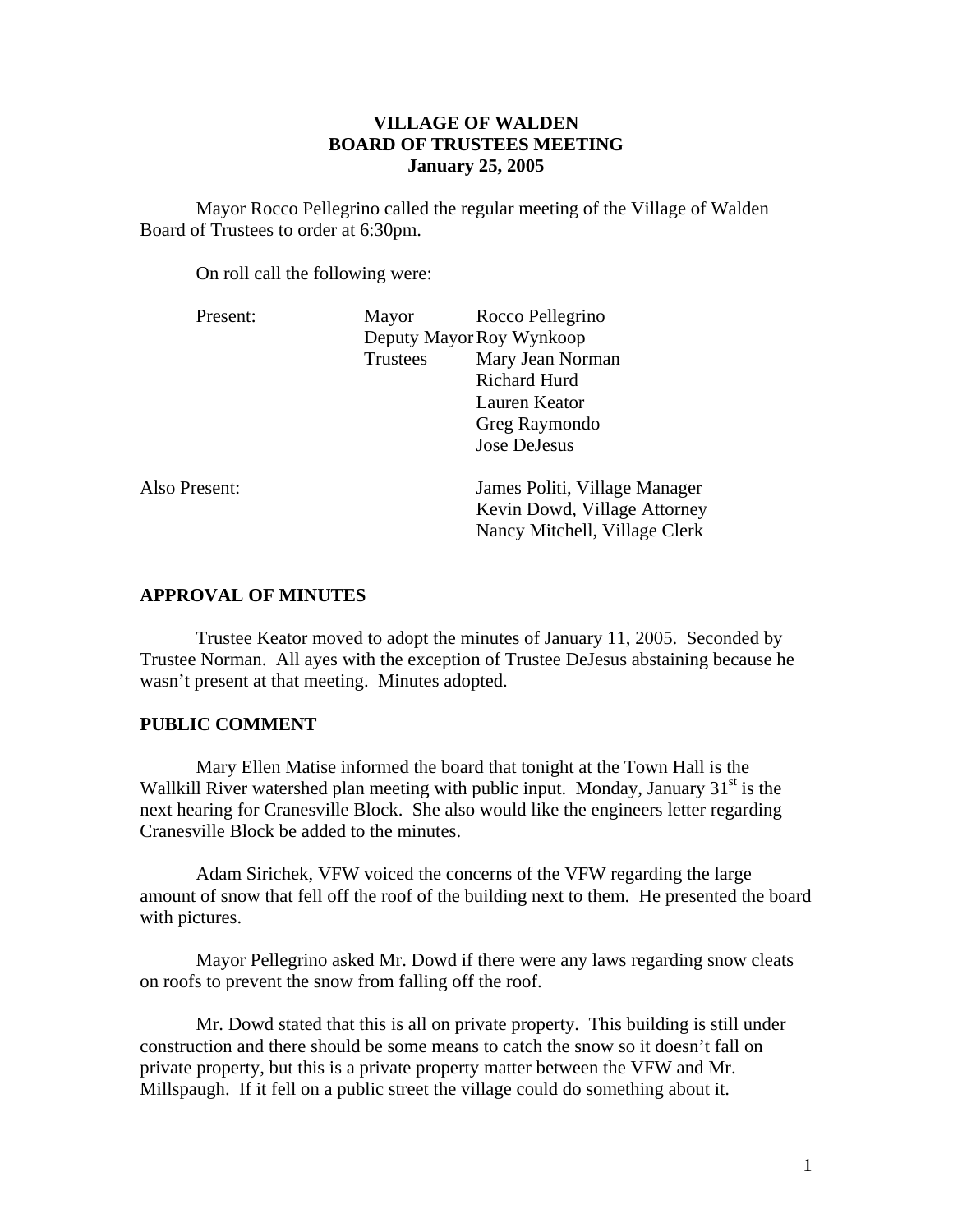**VILLAGE OF WALDEN**
**BOARD OF TRUSTEES MEETING**
**January 25, 2005**

Mayor Rocco Pellegrino called the regular meeting of the Village of Walden Board of Trustees to order at 6:30pm.

On roll call the following were:

| | | |
|---|---|---|
| Present: | Mayor | Rocco Pellegrino |
| | Deputy Mayor | Roy Wynkoop |
| | Trustees | Mary Jean Norman |
| | | Richard Hurd |
| | | Lauren Keator |
| | | Greg Raymondo |
| | | Jose DeJesus |
| Also Present: | | James Politi, Village Manager |
| | | Kevin Dowd, Village Attorney |
| | | Nancy Mitchell, Village Clerk |

## APPROVAL OF MINUTES

Trustee Keator moved to adopt the minutes of January 11, 2005. Seconded by Trustee Norman. All ayes with the exception of Trustee DeJesus abstaining because he wasn't present at that meeting. Minutes adopted.

## PUBLIC COMMENT

Mary Ellen Matise informed the board that tonight at the Town Hall is the Wallkill River watershed plan meeting with public input. Monday, January 31st is the next hearing for Cranesville Block. She also would like the engineers letter regarding Cranesville Block be added to the minutes.

Adam Sirichek, VFW voiced the concerns of the VFW regarding the large amount of snow that fell off the roof of the building next to them. He presented the board with pictures.

Mayor Pellegrino asked Mr. Dowd if there were any laws regarding snow cleats on roofs to prevent the snow from falling off the roof.

Mr. Dowd stated that this is all on private property. This building is still under construction and there should be some means to catch the snow so it doesn't fall on private property, but this is a private property matter between the VFW and Mr. Millspaugh. If it fell on a public street the village could do something about it.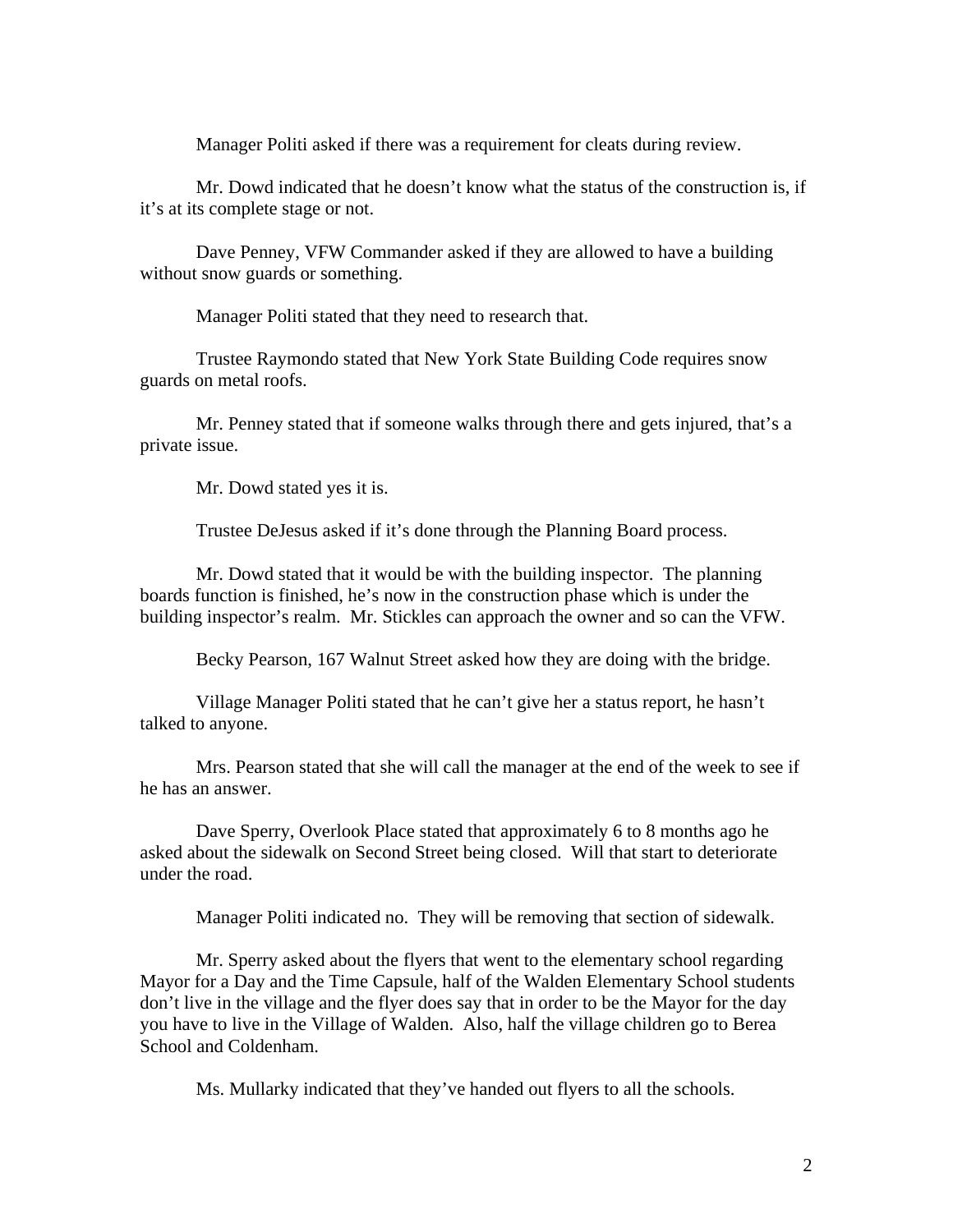Manager Politi asked if there was a requirement for cleats during review.

Mr. Dowd indicated that he doesn't know what the status of the construction is, if it's at its complete stage or not.

Dave Penney, VFW Commander asked if they are allowed to have a building without snow guards or something.

Manager Politi stated that they need to research that.

Trustee Raymondo stated that New York State Building Code requires snow guards on metal roofs.

Mr. Penney stated that if someone walks through there and gets injured, that's a private issue.

Mr. Dowd stated yes it is.

Trustee DeJesus asked if it's done through the Planning Board process.

Mr. Dowd stated that it would be with the building inspector. The planning boards function is finished, he's now in the construction phase which is under the building inspector's realm. Mr. Stickles can approach the owner and so can the VFW.

Becky Pearson, 167 Walnut Street asked how they are doing with the bridge.

Village Manager Politi stated that he can't give her a status report, he hasn't talked to anyone.

Mrs. Pearson stated that she will call the manager at the end of the week to see if he has an answer.

Dave Sperry, Overlook Place stated that approximately 6 to 8 months ago he asked about the sidewalk on Second Street being closed. Will that start to deteriorate under the road.

Manager Politi indicated no. They will be removing that section of sidewalk.

Mr. Sperry asked about the flyers that went to the elementary school regarding Mayor for a Day and the Time Capsule, half of the Walden Elementary School students don't live in the village and the flyer does say that in order to be the Mayor for the day you have to live in the Village of Walden. Also, half the village children go to Berea School and Coldenham.

Ms. Mullarky indicated that they've handed out flyers to all the schools.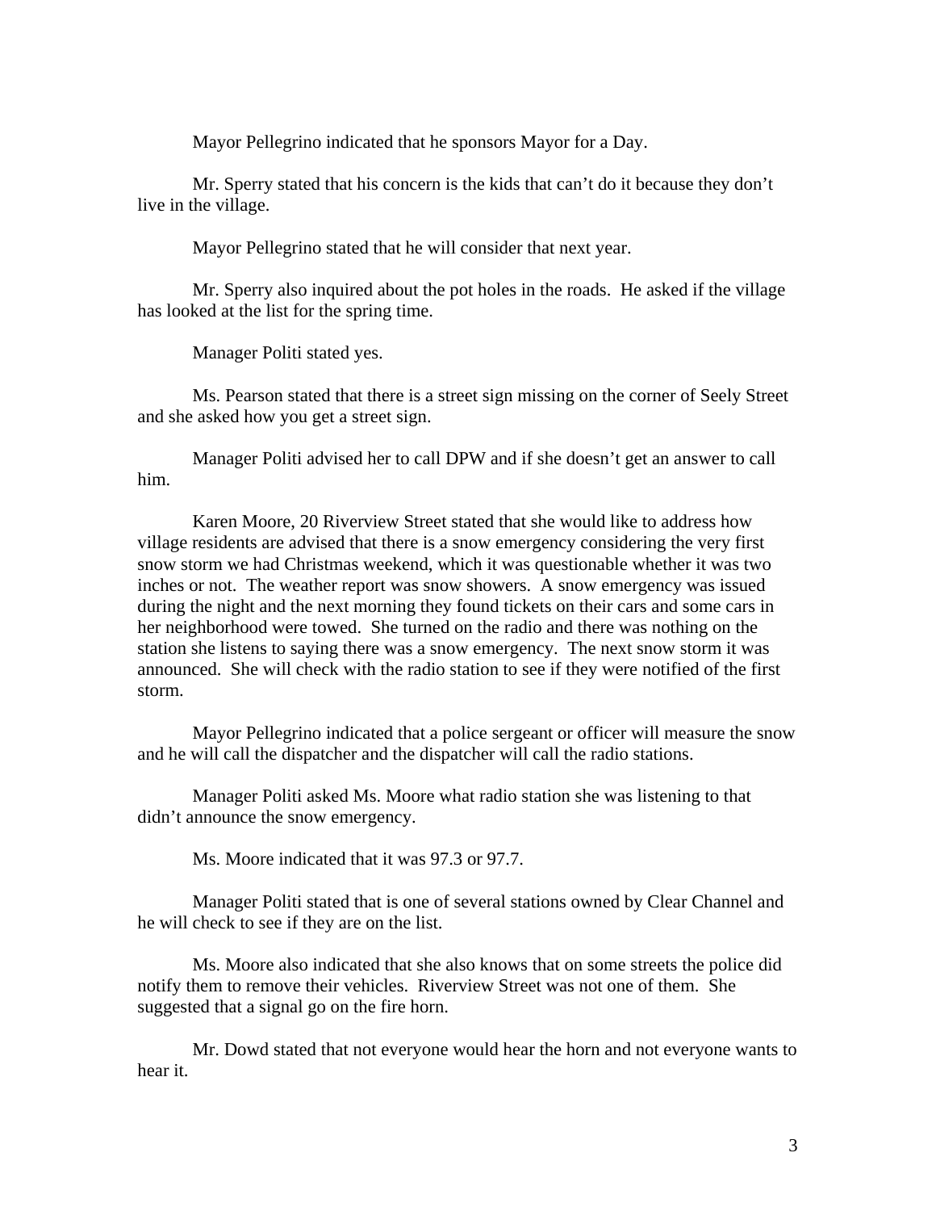Mayor Pellegrino indicated that he sponsors Mayor for a Day.

Mr. Sperry stated that his concern is the kids that can't do it because they don't live in the village.

Mayor Pellegrino stated that he will consider that next year.

Mr. Sperry also inquired about the pot holes in the roads. He asked if the village has looked at the list for the spring time.

Manager Politi stated yes.

Ms. Pearson stated that there is a street sign missing on the corner of Seely Street and she asked how you get a street sign.

Manager Politi advised her to call DPW and if she doesn't get an answer to call him.

Karen Moore, 20 Riverview Street stated that she would like to address how village residents are advised that there is a snow emergency considering the very first snow storm we had Christmas weekend, which it was questionable whether it was two inches or not. The weather report was snow showers. A snow emergency was issued during the night and the next morning they found tickets on their cars and some cars in her neighborhood were towed. She turned on the radio and there was nothing on the station she listens to saying there was a snow emergency. The next snow storm it was announced. She will check with the radio station to see if they were notified of the first storm.

Mayor Pellegrino indicated that a police sergeant or officer will measure the snow and he will call the dispatcher and the dispatcher will call the radio stations.

Manager Politi asked Ms. Moore what radio station she was listening to that didn't announce the snow emergency.

Ms. Moore indicated that it was 97.3 or 97.7.

Manager Politi stated that is one of several stations owned by Clear Channel and he will check to see if they are on the list.

Ms. Moore also indicated that she also knows that on some streets the police did notify them to remove their vehicles. Riverview Street was not one of them. She suggested that a signal go on the fire horn.

Mr. Dowd stated that not everyone would hear the horn and not everyone wants to hear it.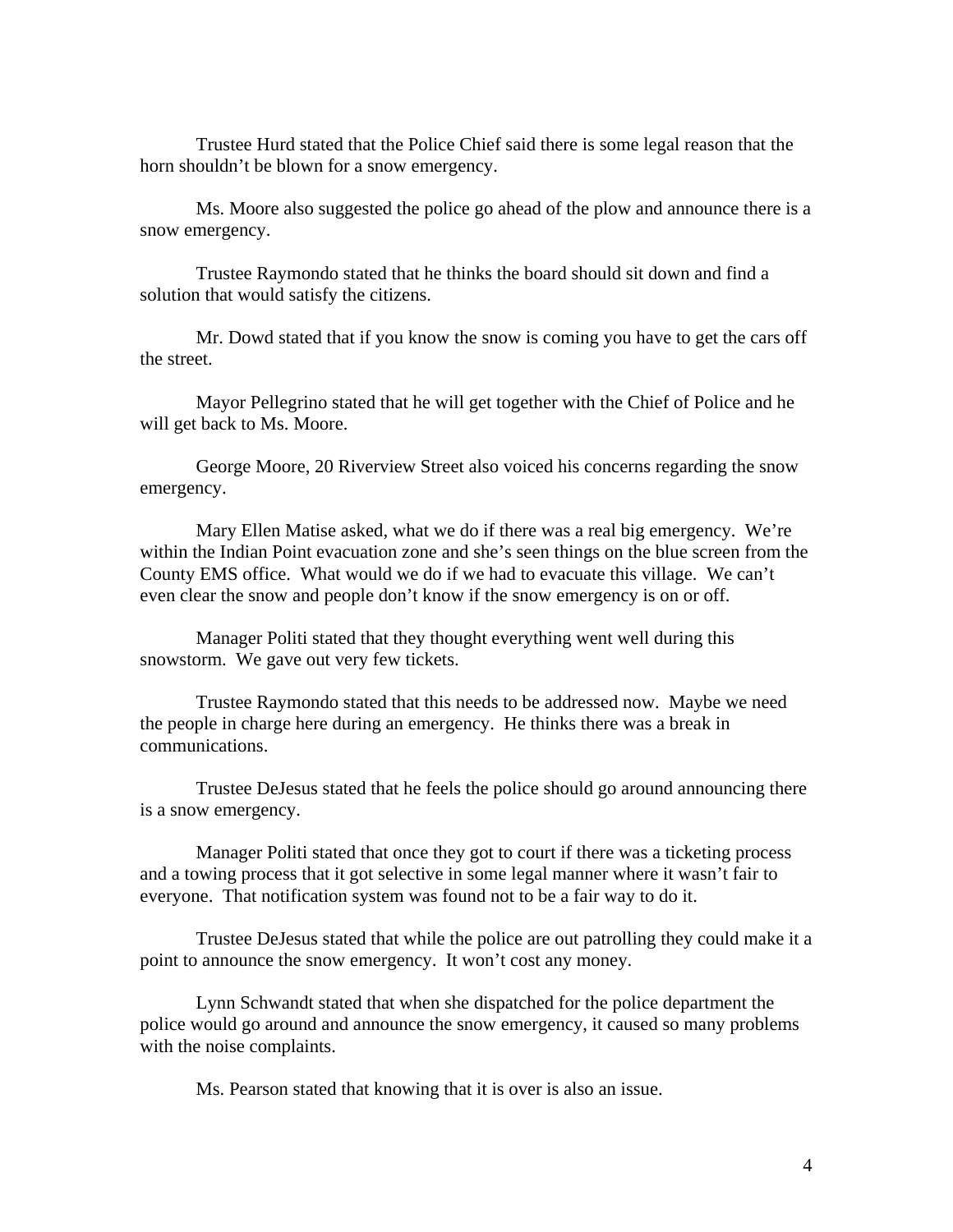Trustee Hurd stated that the Police Chief said there is some legal reason that the horn shouldn't be blown for a snow emergency.

Ms. Moore also suggested the police go ahead of the plow and announce there is a snow emergency.

Trustee Raymondo stated that he thinks the board should sit down and find a solution that would satisfy the citizens.

Mr. Dowd stated that if you know the snow is coming you have to get the cars off the street.

Mayor Pellegrino stated that he will get together with the Chief of Police and he will get back to Ms. Moore.

George Moore, 20 Riverview Street also voiced his concerns regarding the snow emergency.

Mary Ellen Matise asked, what we do if there was a real big emergency. We're within the Indian Point evacuation zone and she's seen things on the blue screen from the County EMS office. What would we do if we had to evacuate this village. We can't even clear the snow and people don't know if the snow emergency is on or off.

Manager Politi stated that they thought everything went well during this snowstorm. We gave out very few tickets.

Trustee Raymondo stated that this needs to be addressed now. Maybe we need the people in charge here during an emergency. He thinks there was a break in communications.

Trustee DeJesus stated that he feels the police should go around announcing there is a snow emergency.

Manager Politi stated that once they got to court if there was a ticketing process and a towing process that it got selective in some legal manner where it wasn't fair to everyone. That notification system was found not to be a fair way to do it.

Trustee DeJesus stated that while the police are out patrolling they could make it a point to announce the snow emergency. It won't cost any money.

Lynn Schwandt stated that when she dispatched for the police department the police would go around and announce the snow emergency, it caused so many problems with the noise complaints.

Ms. Pearson stated that knowing that it is over is also an issue.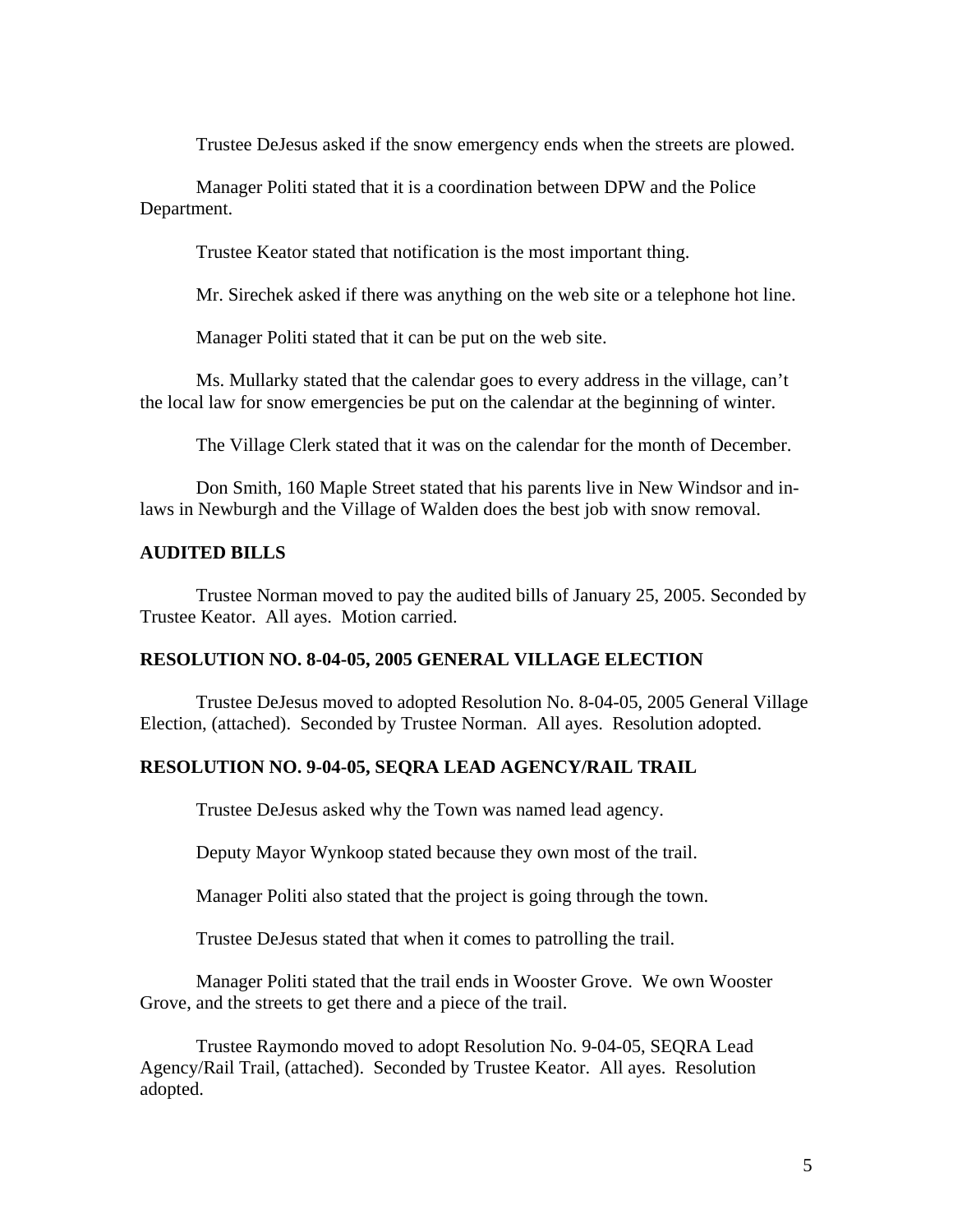Trustee DeJesus asked if the snow emergency ends when the streets are plowed.

Manager Politi stated that it is a coordination between DPW and the Police Department.

Trustee Keator stated that notification is the most important thing.

Mr. Sirechek asked if there was anything on the web site or a telephone hot line.

Manager Politi stated that it can be put on the web site.

Ms. Mullarky stated that the calendar goes to every address in the village, can't the local law for snow emergencies be put on the calendar at the beginning of winter.

The Village Clerk stated that it was on the calendar for the month of December.

Don Smith, 160 Maple Street stated that his parents live in New Windsor and in-laws in Newburgh and the Village of Walden does the best job with snow removal.

**AUDITED BILLS**

Trustee Norman moved to pay the audited bills of January 25, 2005. Seconded by Trustee Keator. All ayes. Motion carried.

**RESOLUTION NO. 8-04-05, 2005 GENERAL VILLAGE ELECTION**

Trustee DeJesus moved to adopted Resolution No. 8-04-05, 2005 General Village Election, (attached). Seconded by Trustee Norman. All ayes. Resolution adopted.

**RESOLUTION NO. 9-04-05, SEQRA LEAD AGENCY/RAIL TRAIL**

Trustee DeJesus asked why the Town was named lead agency.

Deputy Mayor Wynkoop stated because they own most of the trail.

Manager Politi also stated that the project is going through the town.

Trustee DeJesus stated that when it comes to patrolling the trail.

Manager Politi stated that the trail ends in Wooster Grove. We own Wooster Grove, and the streets to get there and a piece of the trail.

Trustee Raymondo moved to adopt Resolution No. 9-04-05, SEQRA Lead Agency/Rail Trail, (attached). Seconded by Trustee Keator. All ayes. Resolution adopted.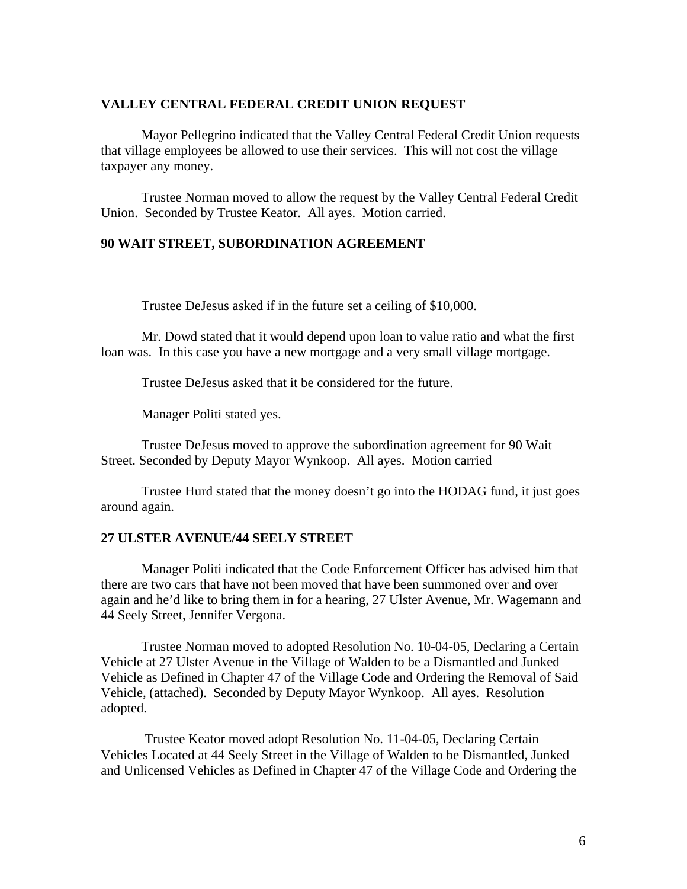**VALLEY CENTRAL FEDERAL CREDIT UNION REQUEST**

Mayor Pellegrino indicated that the Valley Central Federal Credit Union requests that village employees be allowed to use their services. This will not cost the village taxpayer any money.

Trustee Norman moved to allow the request by the Valley Central Federal Credit Union. Seconded by Trustee Keator. All ayes. Motion carried.

**90 WAIT STREET, SUBORDINATION AGREEMENT**

Trustee DeJesus asked if in the future set a ceiling of $10,000.

Mr. Dowd stated that it would depend upon loan to value ratio and what the first loan was. In this case you have a new mortgage and a very small village mortgage.

Trustee DeJesus asked that it be considered for the future.

Manager Politi stated yes.

Trustee DeJesus moved to approve the subordination agreement for 90 Wait Street. Seconded by Deputy Mayor Wynkoop. All ayes. Motion carried

Trustee Hurd stated that the money doesn't go into the HODAG fund, it just goes around again.

**27 ULSTER AVENUE/44 SEELY STREET**

Manager Politi indicated that the Code Enforcement Officer has advised him that there are two cars that have not been moved that have been summoned over and over again and he'd like to bring them in for a hearing, 27 Ulster Avenue, Mr. Wagemann and 44 Seely Street, Jennifer Vergona.

Trustee Norman moved to adopted Resolution No. 10-04-05, Declaring a Certain Vehicle at 27 Ulster Avenue in the Village of Walden to be a Dismantled and Junked Vehicle as Defined in Chapter 47 of the Village Code and Ordering the Removal of Said Vehicle, (attached). Seconded by Deputy Mayor Wynkoop. All ayes. Resolution adopted.

Trustee Keator moved adopt Resolution No. 11-04-05, Declaring Certain Vehicles Located at 44 Seely Street in the Village of Walden to be Dismantled, Junked and Unlicensed Vehicles as Defined in Chapter 47 of the Village Code and Ordering the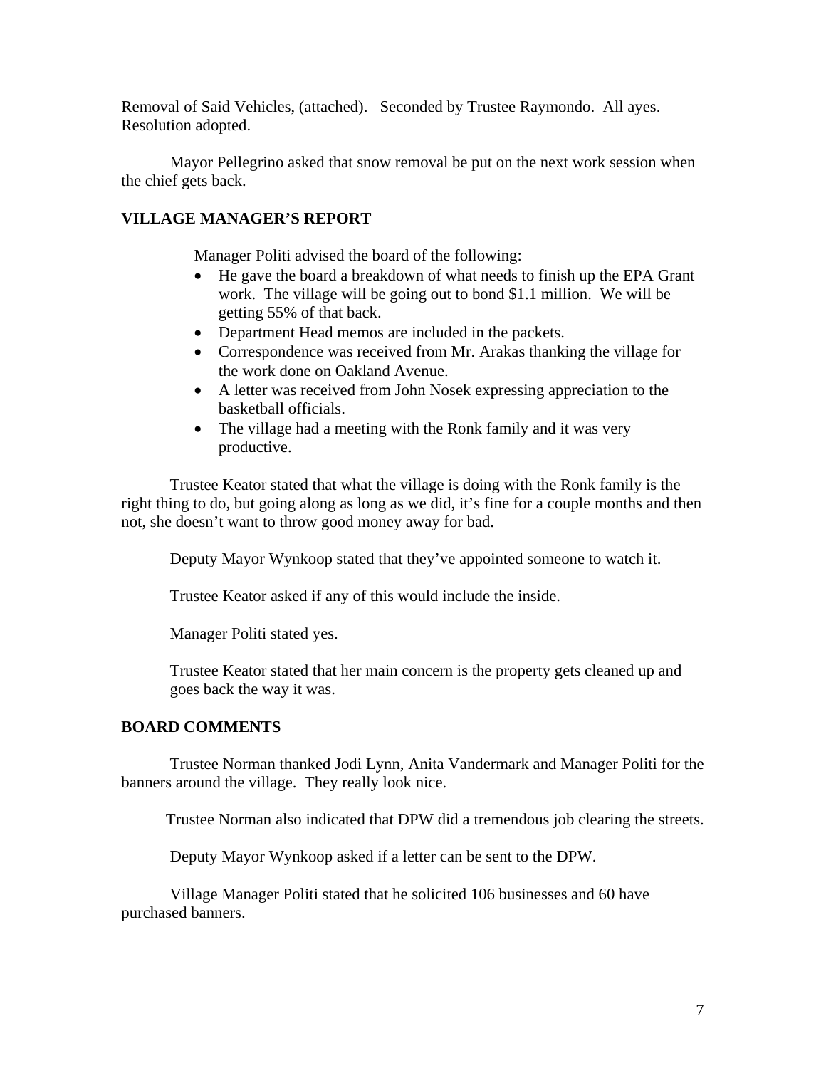Removal of Said Vehicles, (attached). Seconded by Trustee Raymondo. All ayes. Resolution adopted.

Mayor Pellegrino asked that snow removal be put on the next work session when the chief gets back.

**VILLAGE MANAGER'S REPORT**

Manager Politi advised the board of the following:

- He gave the board a breakdown of what needs to finish up the EPA Grant work. The village will be going out to bond $1.1 million. We will be getting 55% of that back.
- Department Head memos are included in the packets.
- Correspondence was received from Mr. Arakas thanking the village for the work done on Oakland Avenue.
- A letter was received from John Nosek expressing appreciation to the basketball officials.
- The village had a meeting with the Ronk family and it was very productive.

Trustee Keator stated that what the village is doing with the Ronk family is the right thing to do, but going along as long as we did, it's fine for a couple months and then not, she doesn't want to throw good money away for bad.

Deputy Mayor Wynkoop stated that they've appointed someone to watch it.

Trustee Keator asked if any of this would include the inside.

Manager Politi stated yes.

Trustee Keator stated that her main concern is the property gets cleaned up and goes back the way it was.

**BOARD COMMENTS**

Trustee Norman thanked Jodi Lynn, Anita Vandermark and Manager Politi for the banners around the village. They really look nice.

Trustee Norman also indicated that DPW did a tremendous job clearing the streets.

Deputy Mayor Wynkoop asked if a letter can be sent to the DPW.

Village Manager Politi stated that he solicited 106 businesses and 60 have purchased banners.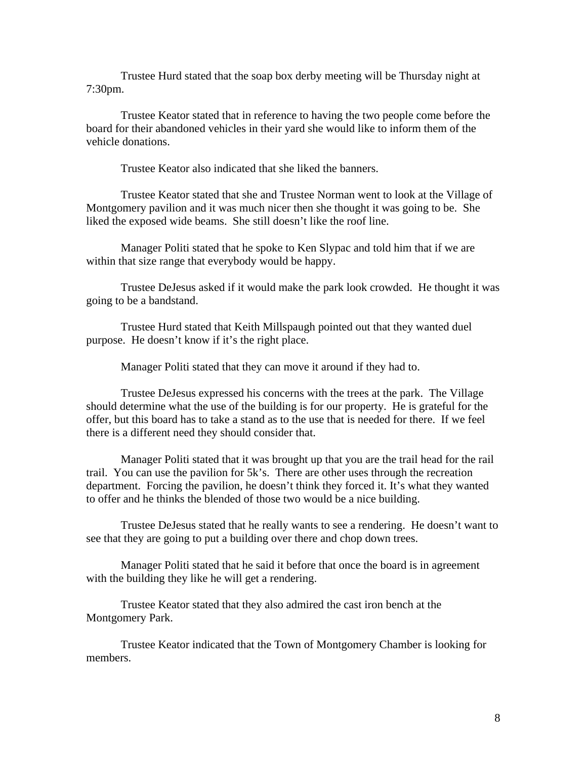Trustee Hurd stated that the soap box derby meeting will be Thursday night at 7:30pm.

Trustee Keator stated that in reference to having the two people come before the board for their abandoned vehicles in their yard she would like to inform them of the vehicle donations.

Trustee Keator also indicated that she liked the banners.

Trustee Keator stated that she and Trustee Norman went to look at the Village of Montgomery pavilion and it was much nicer then she thought it was going to be. She liked the exposed wide beams. She still doesn't like the roof line.

Manager Politi stated that he spoke to Ken Slypac and told him that if we are within that size range that everybody would be happy.

Trustee DeJesus asked if it would make the park look crowded. He thought it was going to be a bandstand.

Trustee Hurd stated that Keith Millspaugh pointed out that they wanted duel purpose. He doesn't know if it's the right place.

Manager Politi stated that they can move it around if they had to.

Trustee DeJesus expressed his concerns with the trees at the park. The Village should determine what the use of the building is for our property. He is grateful for the offer, but this board has to take a stand as to the use that is needed for there. If we feel there is a different need they should consider that.

Manager Politi stated that it was brought up that you are the trail head for the rail trail. You can use the pavilion for 5k's. There are other uses through the recreation department. Forcing the pavilion, he doesn't think they forced it. It's what they wanted to offer and he thinks the blended of those two would be a nice building.

Trustee DeJesus stated that he really wants to see a rendering. He doesn't want to see that they are going to put a building over there and chop down trees.

Manager Politi stated that he said it before that once the board is in agreement with the building they like he will get a rendering.

Trustee Keator stated that they also admired the cast iron bench at the Montgomery Park.

Trustee Keator indicated that the Town of Montgomery Chamber is looking for members.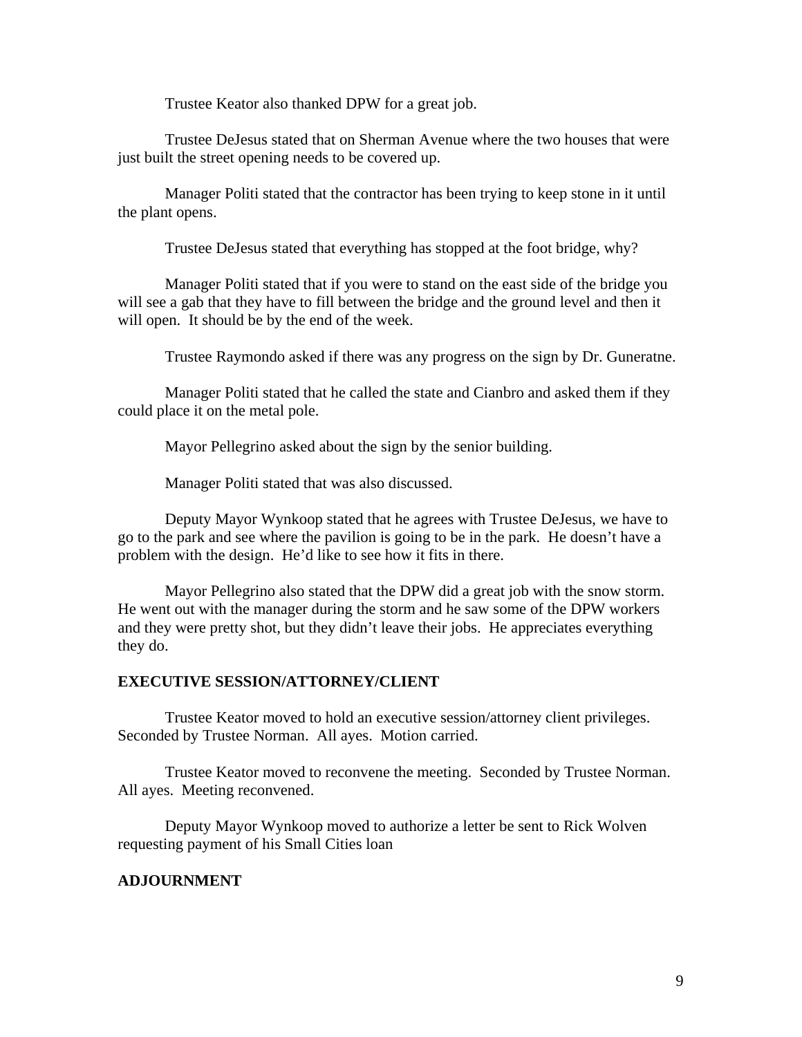Trustee Keator also thanked DPW for a great job.

Trustee DeJesus stated that on Sherman Avenue where the two houses that were just built the street opening needs to be covered up.

Manager Politi stated that the contractor has been trying to keep stone in it until the plant opens.

Trustee DeJesus stated that everything has stopped at the foot bridge, why?

Manager Politi stated that if you were to stand on the east side of the bridge you will see a gab that they have to fill between the bridge and the ground level and then it will open. It should be by the end of the week.

Trustee Raymondo asked if there was any progress on the sign by Dr. Guneratne.

Manager Politi stated that he called the state and Cianbro and asked them if they could place it on the metal pole.

Mayor Pellegrino asked about the sign by the senior building.

Manager Politi stated that was also discussed.

Deputy Mayor Wynkoop stated that he agrees with Trustee DeJesus, we have to go to the park and see where the pavilion is going to be in the park. He doesn't have a problem with the design. He'd like to see how it fits in there.

Mayor Pellegrino also stated that the DPW did a great job with the snow storm. He went out with the manager during the storm and he saw some of the DPW workers and they were pretty shot, but they didn't leave their jobs. He appreciates everything they do.

**EXECUTIVE SESSION/ATTORNEY/CLIENT**

Trustee Keator moved to hold an executive session/attorney client privileges. Seconded by Trustee Norman. All ayes. Motion carried.

Trustee Keator moved to reconvene the meeting. Seconded by Trustee Norman. All ayes. Meeting reconvened.

Deputy Mayor Wynkoop moved to authorize a letter be sent to Rick Wolven requesting payment of his Small Cities loan

**ADJOURNMENT**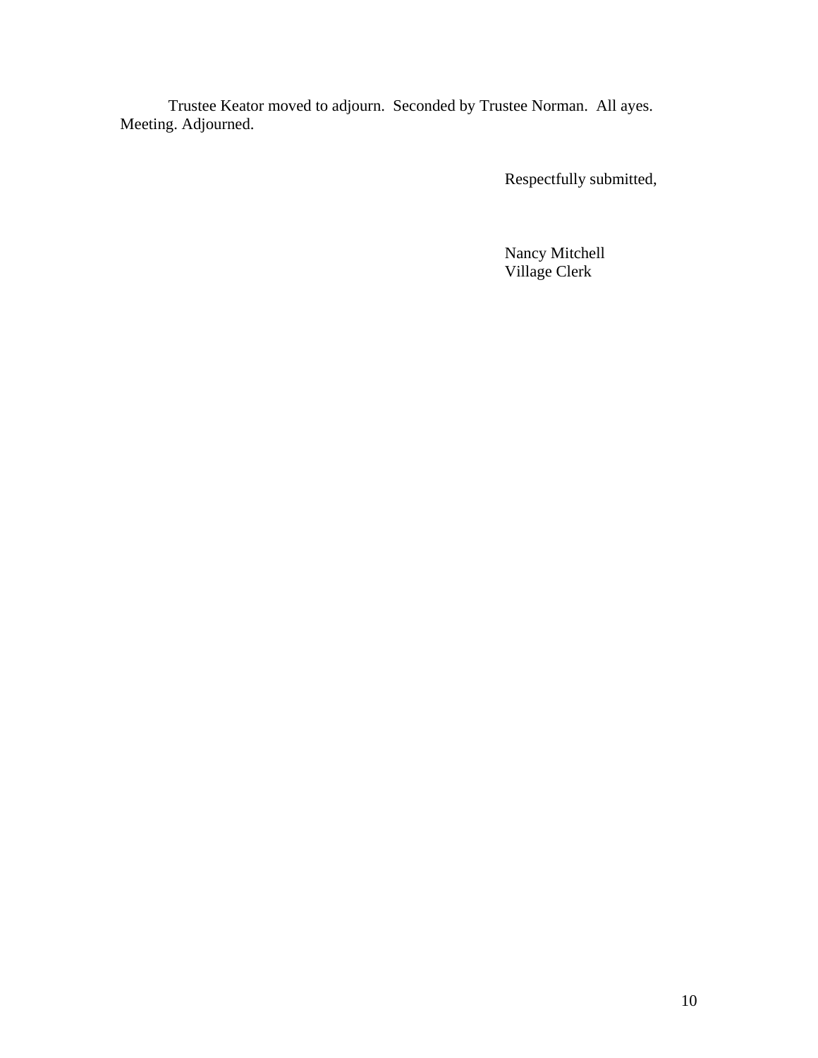Trustee Keator moved to adjourn. Seconded by Trustee Norman. All ayes. Meeting. Adjourned.

Respectfully submitted,

Nancy Mitchell  
Village Clerk